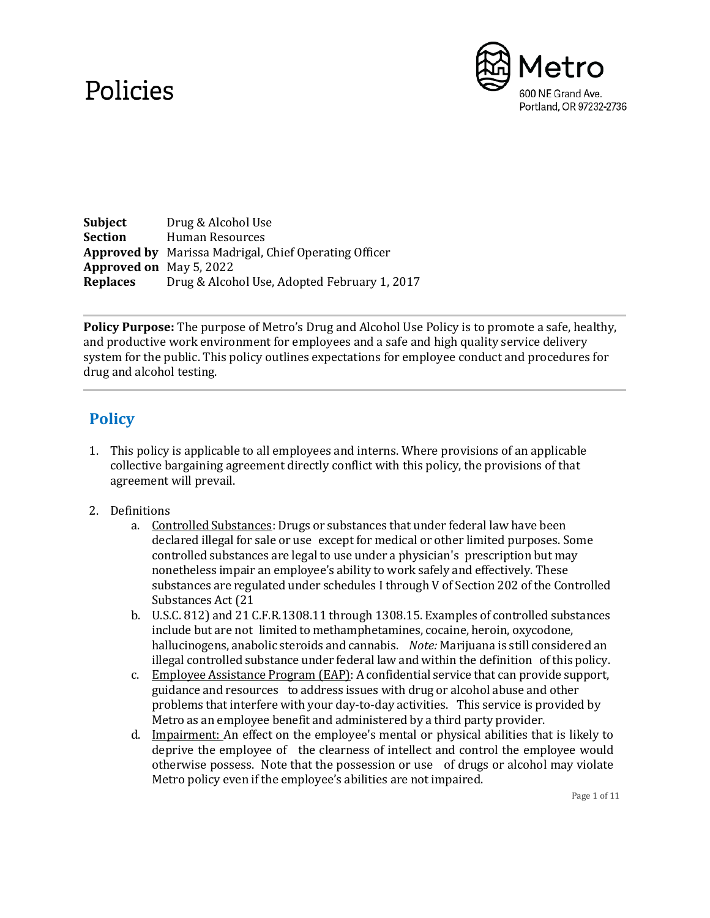# Policies

Metro
600 NE Grand Ave.
Portland, OR 97232-2736

**Subject** Drug & Alcohol Use
**Section** Human Resources
**Approved by** Marissa Madrigal, Chief Operating Officer
**Approved on** May 5, 2022
**Replaces** Drug & Alcohol Use, Adopted February 1, 2017

---

**Policy Purpose:** The purpose of Metro's Drug and Alcohol Use Policy is to promote a safe, healthy, and productive work environment for employees and a safe and high quality service delivery system for the public. This policy outlines expectations for employee conduct and procedures for drug and alcohol testing.

---

## Policy

1. This policy is applicable to all employees and interns. Where provisions of an applicable collective bargaining agreement directly conflict with this policy, the provisions of that agreement will prevail.

2. Definitions
   a. Controlled Substances: Drugs or substances that under federal law have been declared illegal for sale or use except for medical or other limited purposes. Some controlled substances are legal to use under a physician's prescription but may nonetheless impair an employee's ability to work safely and effectively. These substances are regulated under schedules I through V of Section 202 of the Controlled Substances Act (21
   b. U.S.C. 812) and 21 C.F.R.1308.11 through 1308.15. Examples of controlled substances include but are not limited to methamphetamines, cocaine, heroin, oxycodone, hallucinogens, anabolic steroids and cannabis. *Note:* Marijuana is still considered an illegal controlled substance under federal law and within the definition of this policy.
   c. Employee Assistance Program (EAP): A confidential service that can provide support, guidance and resources to address issues with drug or alcohol abuse and other problems that interfere with your day-to-day activities. This service is provided by Metro as an employee benefit and administered by a third party provider.
   d. Impairment: An effect on the employee's mental or physical abilities that is likely to deprive the employee of the clearness of intellect and control the employee would otherwise possess. Note that the possession or use of drugs or alcohol may violate Metro policy even if the employee's abilities are not impaired.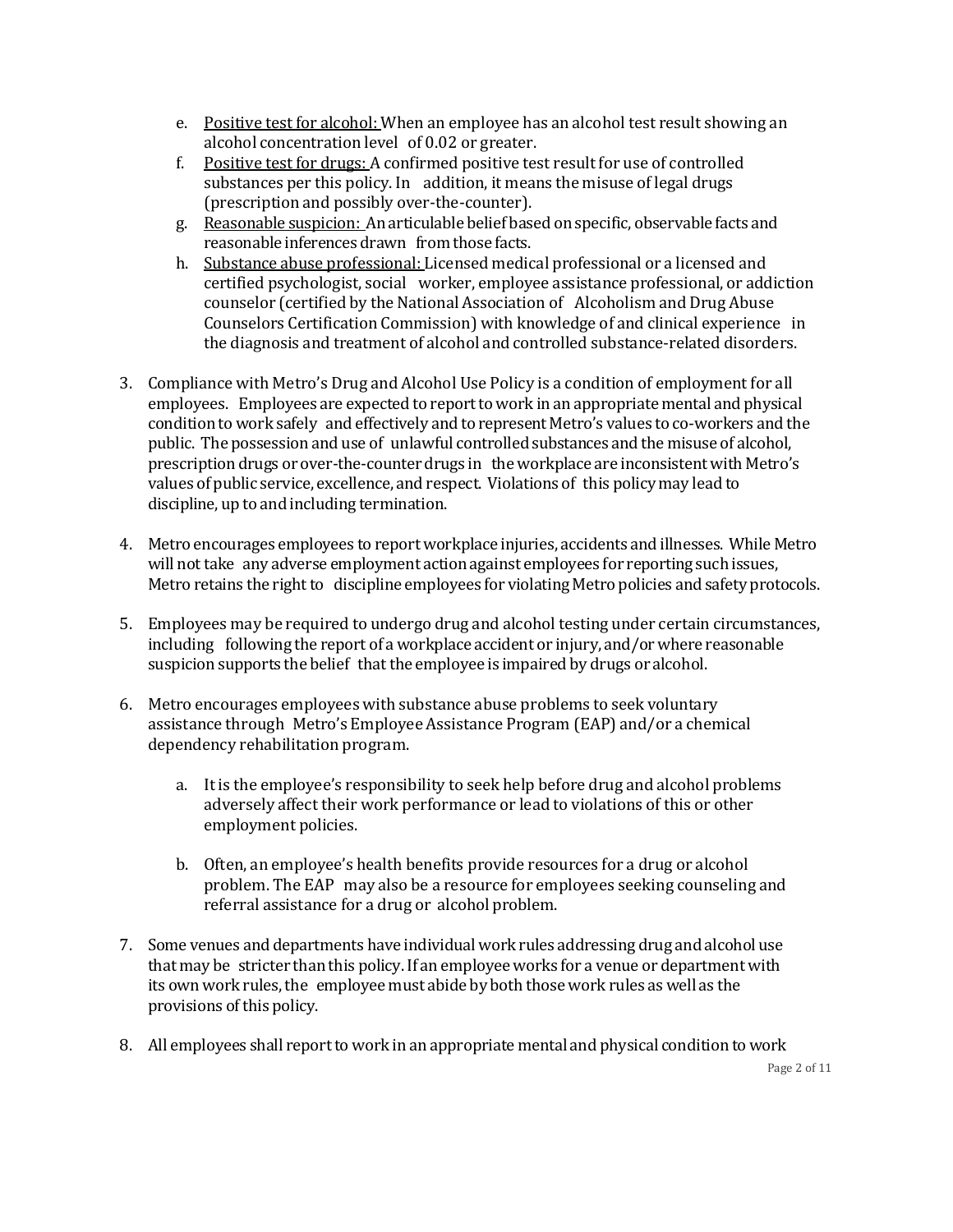e. Positive test for alcohol: When an employee has an alcohol test result showing an alcohol concentration level of 0.02 or greater.
   f. Positive test for drugs: A confirmed positive test result for use of controlled substances per this policy. In addition, it means the misuse of legal drugs (prescription and possibly over-the-counter).
   g. Reasonable suspicion: An articulable belief based on specific, observable facts and reasonable inferences drawn from those facts.
   h. Substance abuse professional: Licensed medical professional or a licensed and certified psychologist, social worker, employee assistance professional, or addiction counselor (certified by the National Association of Alcoholism and Drug Abuse Counselors Certification Commission) with knowledge of and clinical experience in the diagnosis and treatment of alcohol and controlled substance-related disorders.

3. Compliance with Metro's Drug and Alcohol Use Policy is a condition of employment for all employees. Employees are expected to report to work in an appropriate mental and physical condition to work safely and effectively and to represent Metro's values to co-workers and the public. The possession and use of unlawful controlled substances and the misuse of alcohol, prescription drugs or over-the-counter drugs in the workplace are inconsistent with Metro's values of public service, excellence, and respect. Violations of this policy may lead to discipline, up to and including termination.

4. Metro encourages employees to report workplace injuries, accidents and illnesses. While Metro will not take any adverse employment action against employees for reporting such issues, Metro retains the right to discipline employees for violating Metro policies and safety protocols.

5. Employees may be required to undergo drug and alcohol testing under certain circumstances, including following the report of a workplace accident or injury, and/or where reasonable suspicion supports the belief that the employee is impaired by drugs or alcohol.

6. Metro encourages employees with substance abuse problems to seek voluntary assistance through Metro's Employee Assistance Program (EAP) and/or a chemical dependency rehabilitation program.

   a. It is the employee's responsibility to seek help before drug and alcohol problems adversely affect their work performance or lead to violations of this or other employment policies.

   b. Often, an employee's health benefits provide resources for a drug or alcohol problem. The EAP may also be a resource for employees seeking counseling and referral assistance for a drug or alcohol problem.

7. Some venues and departments have individual work rules addressing drug and alcohol use that may be stricter than this policy. If an employee works for a venue or department with its own work rules, the employee must abide by both those work rules as well as the provisions of this policy.

8. All employees shall report to work in an appropriate mental and physical condition to work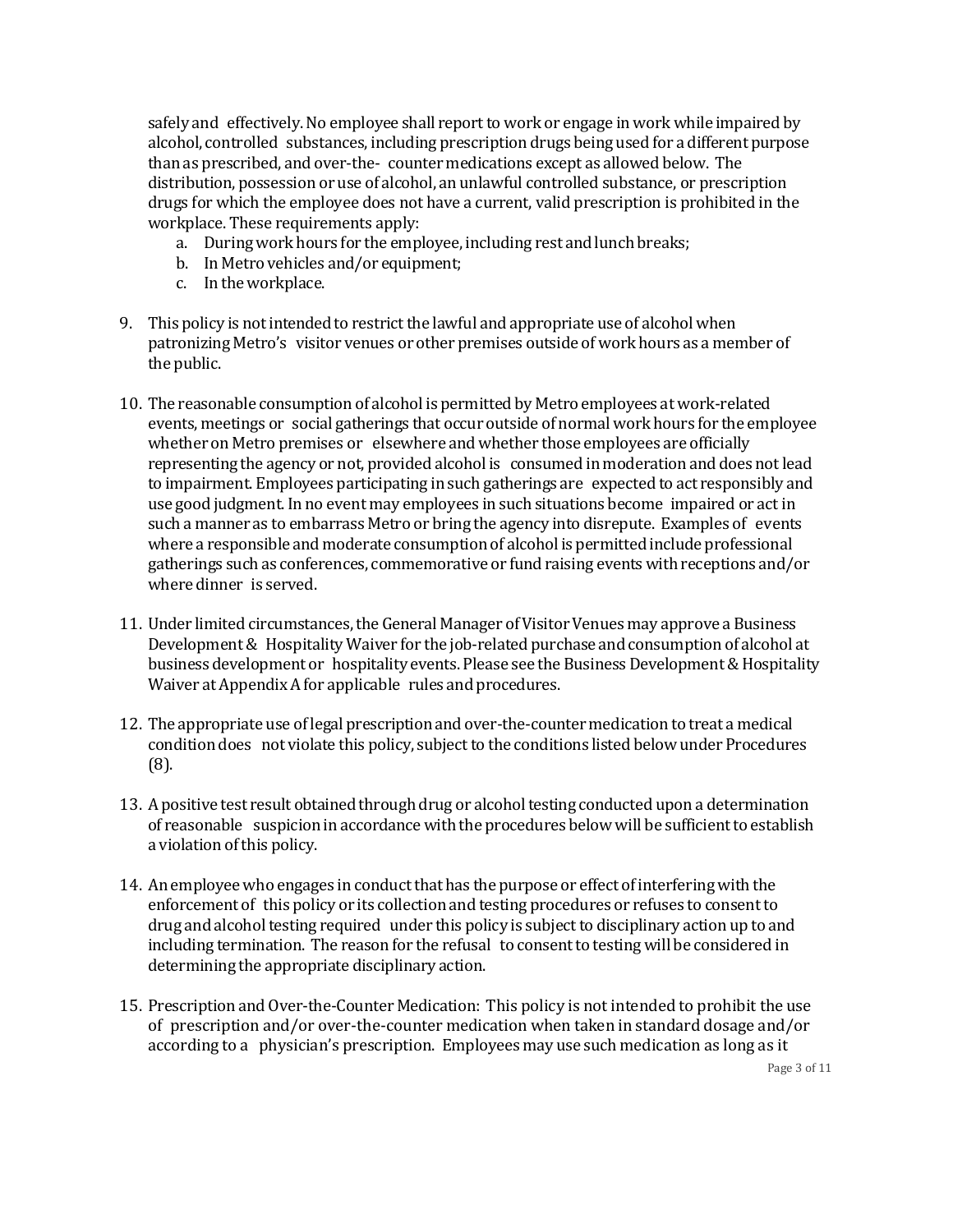safely and effectively. No employee shall report to work or engage in work while impaired by alcohol, controlled substances, including prescription drugs being used for a different purpose than as prescribed, and over-the- counter medications except as allowed below. The distribution, possession or use of alcohol, an unlawful controlled substance, or prescription drugs for which the employee does not have a current, valid prescription is prohibited in the workplace. These requirements apply:

a. During work hours for the employee, including rest and lunch breaks;
b. In Metro vehicles and/or equipment;
c. In the workplace.

9. This policy is not intended to restrict the lawful and appropriate use of alcohol when patronizing Metro's visitor venues or other premises outside of work hours as a member of the public.

10. The reasonable consumption of alcohol is permitted by Metro employees at work-related events, meetings or social gatherings that occur outside of normal work hours for the employee whether on Metro premises or elsewhere and whether those employees are officially representing the agency or not, provided alcohol is consumed in moderation and does not lead to impairment. Employees participating in such gatherings are expected to act responsibly and use good judgment. In no event may employees in such situations become impaired or act in such a manner as to embarrass Metro or bring the agency into disrepute. Examples of events where a responsible and moderate consumption of alcohol is permitted include professional gatherings such as conferences, commemorative or fund raising events with receptions and/or where dinner is served.

11. Under limited circumstances, the General Manager of Visitor Venues may approve a Business Development & Hospitality Waiver for the job-related purchase and consumption of alcohol at business development or hospitality events. Please see the Business Development & Hospitality Waiver at Appendix A for applicable rules and procedures.

12. The appropriate use of legal prescription and over-the-counter medication to treat a medical condition does not violate this policy, subject to the conditions listed below under Procedures (8).

13. A positive test result obtained through drug or alcohol testing conducted upon a determination of reasonable suspicion in accordance with the procedures below will be sufficient to establish a violation of this policy.

14. An employee who engages in conduct that has the purpose or effect of interfering with the enforcement of this policy or its collection and testing procedures or refuses to consent to drug and alcohol testing required under this policy is subject to disciplinary action up to and including termination. The reason for the refusal to consent to testing will be considered in determining the appropriate disciplinary action.

15. Prescription and Over-the-Counter Medication: This policy is not intended to prohibit the use of prescription and/or over-the-counter medication when taken in standard dosage and/or according to a physician's prescription. Employees may use such medication as long as it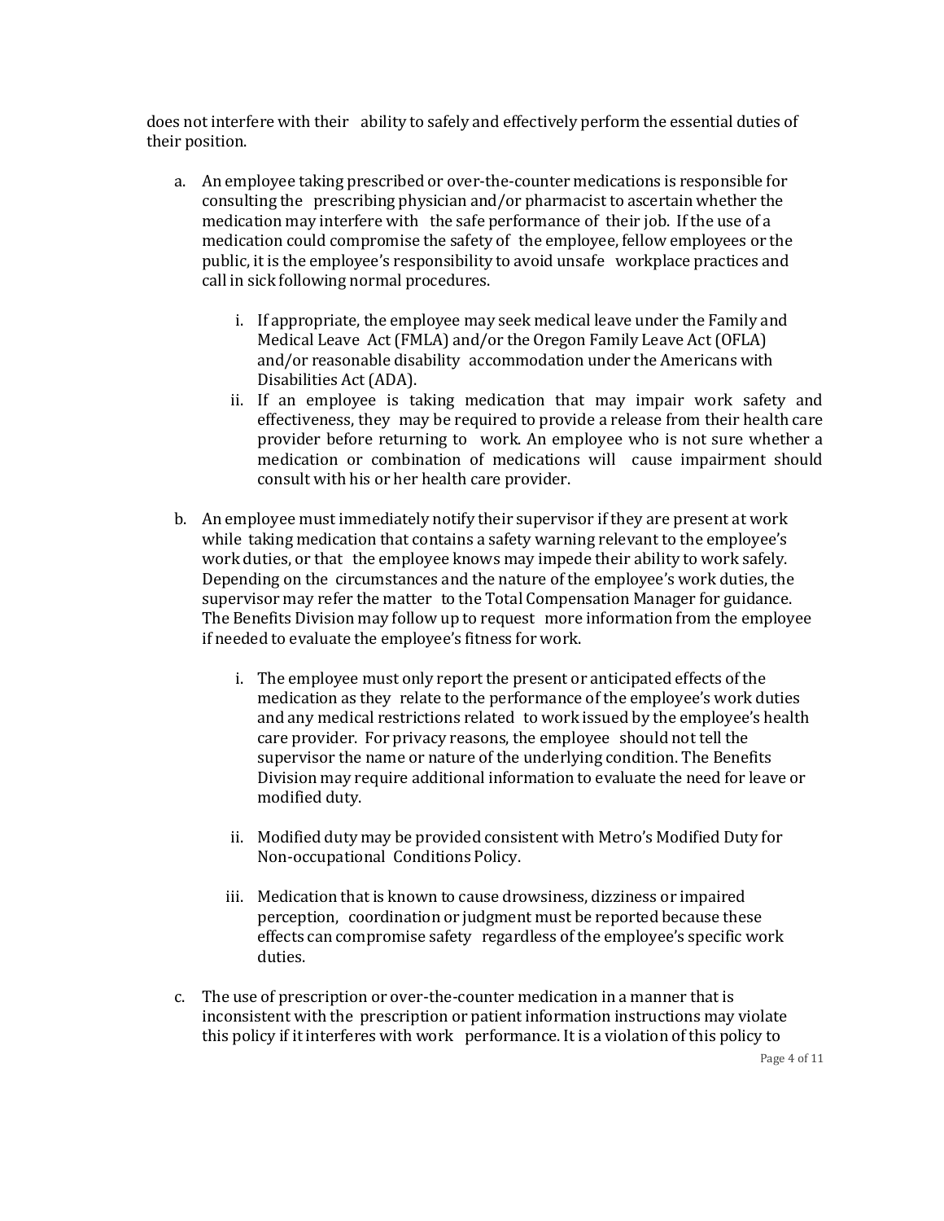does not interfere with their ability to safely and effectively perform the essential duties of their position.

a. An employee taking prescribed or over-the-counter medications is responsible for consulting the prescribing physician and/or pharmacist to ascertain whether the medication may interfere with the safe performance of their job. If the use of a medication could compromise the safety of the employee, fellow employees or the public, it is the employee's responsibility to avoid unsafe workplace practices and call in sick following normal procedures.

   i. If appropriate, the employee may seek medical leave under the Family and Medical Leave Act (FMLA) and/or the Oregon Family Leave Act (OFLA) and/or reasonable disability accommodation under the Americans with Disabilities Act (ADA).

   ii. If an employee is taking medication that may impair work safety and effectiveness, they may be required to provide a release from their health care provider before returning to work. An employee who is not sure whether a medication or combination of medications will cause impairment should consult with his or her health care provider.

b. An employee must immediately notify their supervisor if they are present at work while taking medication that contains a safety warning relevant to the employee's work duties, or that the employee knows may impede their ability to work safely. Depending on the circumstances and the nature of the employee's work duties, the supervisor may refer the matter to the Total Compensation Manager for guidance. The Benefits Division may follow up to request more information from the employee if needed to evaluate the employee's fitness for work.

   i. The employee must only report the present or anticipated effects of the medication as they relate to the performance of the employee's work duties and any medical restrictions related to work issued by the employee's health care provider. For privacy reasons, the employee should not tell the supervisor the name or nature of the underlying condition. The Benefits Division may require additional information to evaluate the need for leave or modified duty.

   ii. Modified duty may be provided consistent with Metro's Modified Duty for Non-occupational Conditions Policy.

   iii. Medication that is known to cause drowsiness, dizziness or impaired perception, coordination or judgment must be reported because these effects can compromise safety regardless of the employee's specific work duties.

c. The use of prescription or over-the-counter medication in a manner that is inconsistent with the prescription or patient information instructions may violate this policy if it interferes with work performance. It is a violation of this policy to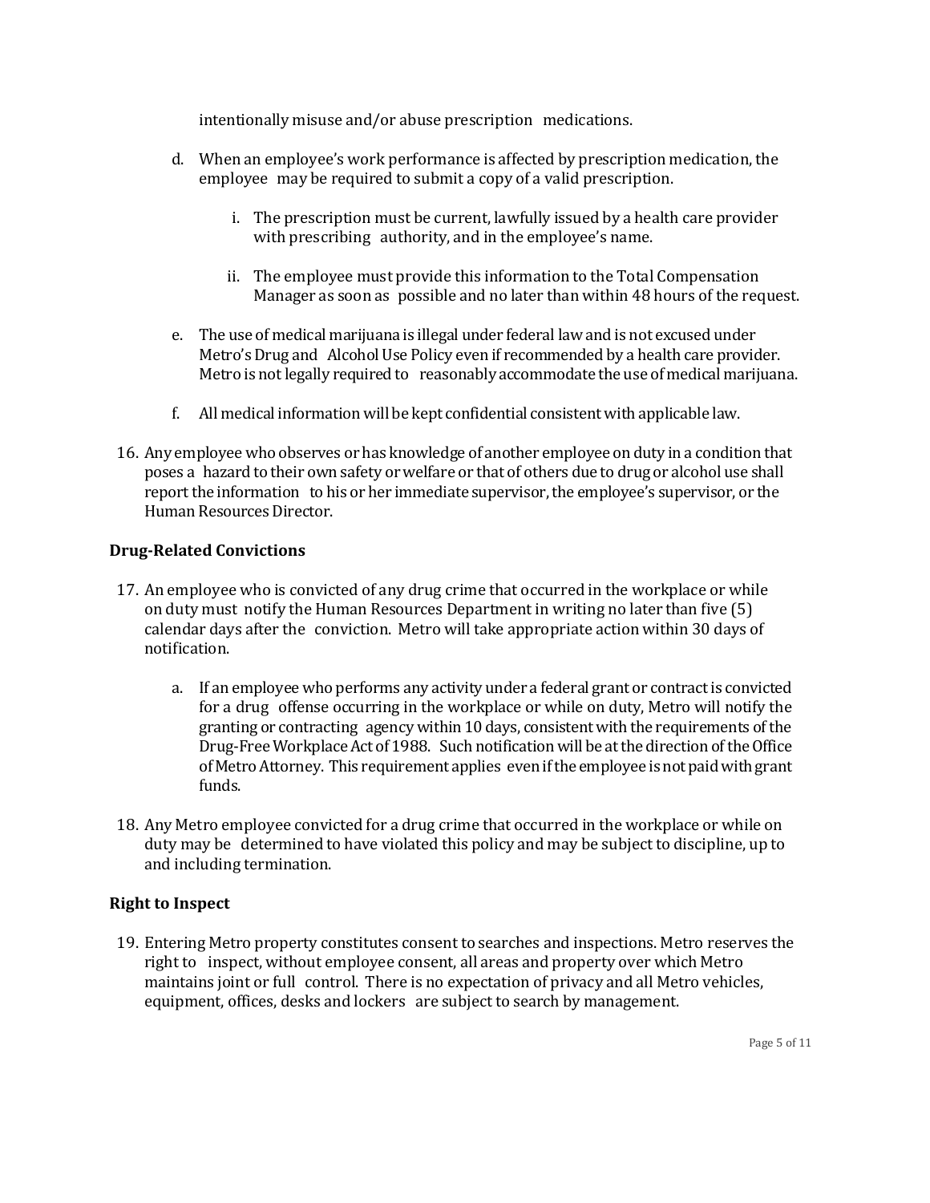intentionally misuse and/or abuse prescription medications.

d. When an employee's work performance is affected by prescription medication, the employee may be required to submit a copy of a valid prescription.

   i. The prescription must be current, lawfully issued by a health care provider with prescribing authority, and in the employee's name.

   ii. The employee must provide this information to the Total Compensation Manager as soon as possible and no later than within 48 hours of the request.

e. The use of medical marijuana is illegal under federal law and is not excused under Metro's Drug and Alcohol Use Policy even if recommended by a health care provider. Metro is not legally required to reasonably accommodate the use of medical marijuana.

f. All medical information will be kept confidential consistent with applicable law.

16. Any employee who observes or has knowledge of another employee on duty in a condition that poses a hazard to their own safety or welfare or that of others due to drug or alcohol use shall report the information to his or her immediate supervisor, the employee's supervisor, or the Human Resources Director.

### Drug-Related Convictions

17. An employee who is convicted of any drug crime that occurred in the workplace or while on duty must notify the Human Resources Department in writing no later than five (5) calendar days after the conviction. Metro will take appropriate action within 30 days of notification.

    a. If an employee who performs any activity under a federal grant or contract is convicted for a drug offense occurring in the workplace or while on duty, Metro will notify the granting or contracting agency within 10 days, consistent with the requirements of the Drug-Free Workplace Act of 1988. Such notification will be at the direction of the Office of Metro Attorney. This requirement applies even if the employee is not paid with grant funds.

18. Any Metro employee convicted for a drug crime that occurred in the workplace or while on duty may be determined to have violated this policy and may be subject to discipline, up to and including termination.

### Right to Inspect

19. Entering Metro property constitutes consent to searches and inspections. Metro reserves the right to inspect, without employee consent, all areas and property over which Metro maintains joint or full control. There is no expectation of privacy and all Metro vehicles, equipment, offices, desks and lockers are subject to search by management.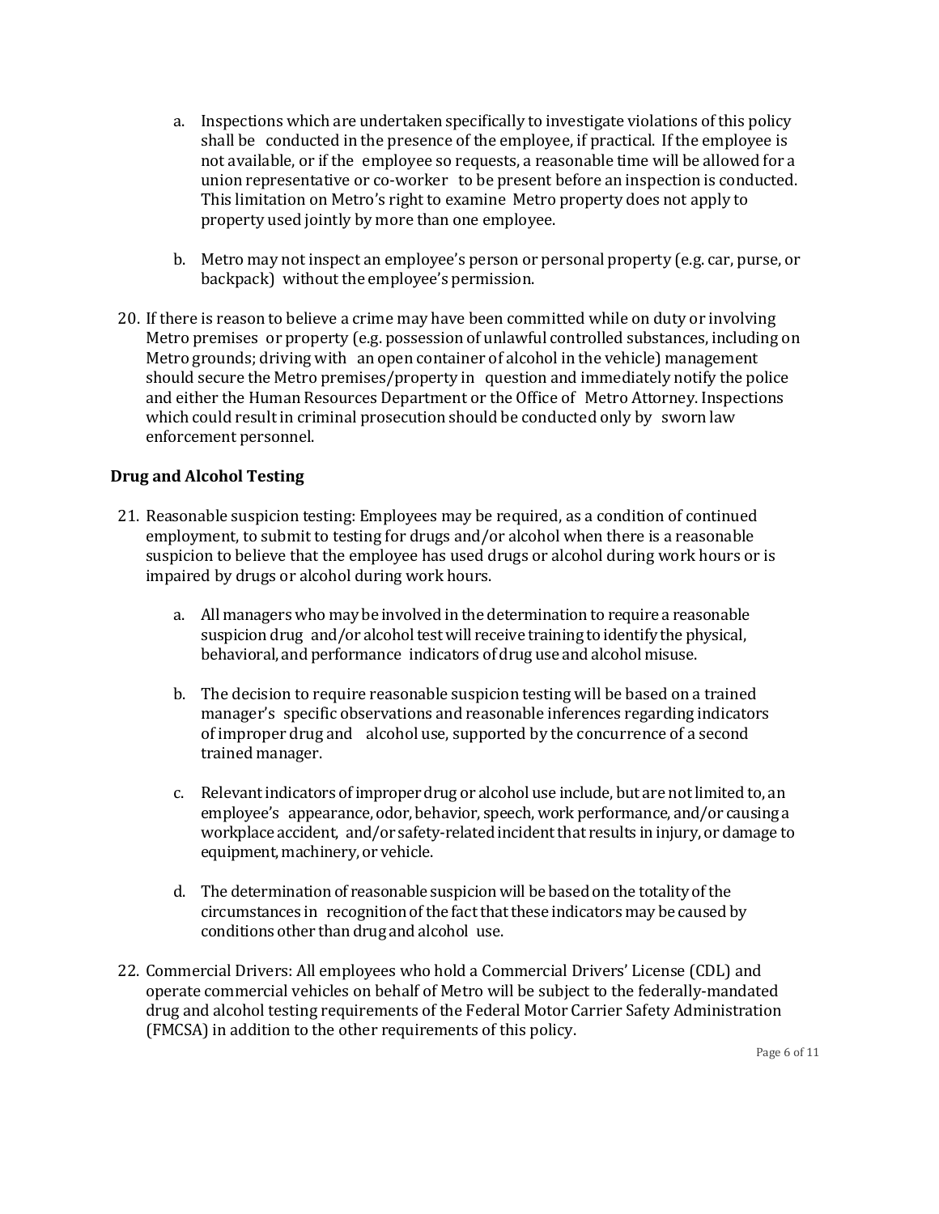a. Inspections which are undertaken specifically to investigate violations of this policy shall be conducted in the presence of the employee, if practical. If the employee is not available, or if the employee so requests, a reasonable time will be allowed for a union representative or co-worker to be present before an inspection is conducted. This limitation on Metro's right to examine Metro property does not apply to property used jointly by more than one employee.

b. Metro may not inspect an employee's person or personal property (e.g. car, purse, or backpack) without the employee's permission.

20. If there is reason to believe a crime may have been committed while on duty or involving Metro premises or property (e.g. possession of unlawful controlled substances, including on Metro grounds; driving with an open container of alcohol in the vehicle) management should secure the Metro premises/property in question and immediately notify the police and either the Human Resources Department or the Office of Metro Attorney. Inspections which could result in criminal prosecution should be conducted only by sworn law enforcement personnel.

**Drug and Alcohol Testing**

21. Reasonable suspicion testing: Employees may be required, as a condition of continued employment, to submit to testing for drugs and/or alcohol when there is a reasonable suspicion to believe that the employee has used drugs or alcohol during work hours or is impaired by drugs or alcohol during work hours.

    a. All managers who may be involved in the determination to require a reasonable suspicion drug and/or alcohol test will receive training to identify the physical, behavioral, and performance indicators of drug use and alcohol misuse.

    b. The decision to require reasonable suspicion testing will be based on a trained manager's specific observations and reasonable inferences regarding indicators of improper drug and alcohol use, supported by the concurrence of a second trained manager.

    c. Relevant indicators of improper drug or alcohol use include, but are not limited to, an employee's appearance, odor, behavior, speech, work performance, and/or causing a workplace accident, and/or safety-related incident that results in injury, or damage to equipment, machinery, or vehicle.

    d. The determination of reasonable suspicion will be based on the totality of the circumstances in recognition of the fact that these indicators may be caused by conditions other than drug and alcohol use.

22. Commercial Drivers: All employees who hold a Commercial Drivers' License (CDL) and operate commercial vehicles on behalf of Metro will be subject to the federally-mandated drug and alcohol testing requirements of the Federal Motor Carrier Safety Administration (FMCSA) in addition to the other requirements of this policy.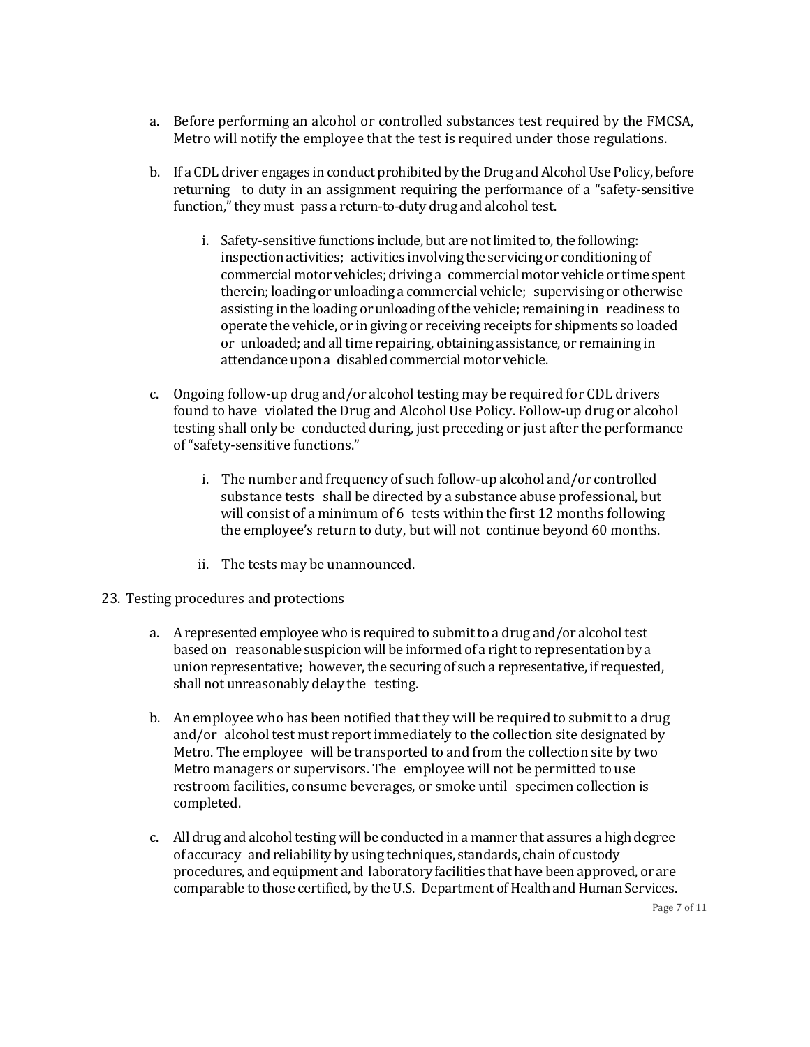a. Before performing an alcohol or controlled substances test required by the FMCSA, Metro will notify the employee that the test is required under those regulations.

b. If a CDL driver engages in conduct prohibited by the Drug and Alcohol Use Policy, before returning to duty in an assignment requiring the performance of a "safety-sensitive function," they must pass a return-to-duty drug and alcohol test.

   i. Safety-sensitive functions include, but are not limited to, the following: inspection activities; activities involving the servicing or conditioning of commercial motor vehicles; driving a commercial motor vehicle or time spent therein; loading or unloading a commercial vehicle; supervising or otherwise assisting in the loading or unloading of the vehicle; remaining in readiness to operate the vehicle, or in giving or receiving receipts for shipments so loaded or unloaded; and all time repairing, obtaining assistance, or remaining in attendance upon a disabled commercial motor vehicle.

c. Ongoing follow-up drug and/or alcohol testing may be required for CDL drivers found to have violated the Drug and Alcohol Use Policy. Follow-up drug or alcohol testing shall only be conducted during, just preceding or just after the performance of "safety-sensitive functions."

   i. The number and frequency of such follow-up alcohol and/or controlled substance tests shall be directed by a substance abuse professional, but will consist of a minimum of 6 tests within the first 12 months following the employee's return to duty, but will not continue beyond 60 months.

   ii. The tests may be unannounced.

23. Testing procedures and protections

   a. A represented employee who is required to submit to a drug and/or alcohol test based on reasonable suspicion will be informed of a right to representation by a union representative; however, the securing of such a representative, if requested, shall not unreasonably delay the testing.

   b. An employee who has been notified that they will be required to submit to a drug and/or alcohol test must report immediately to the collection site designated by Metro. The employee will be transported to and from the collection site by two Metro managers or supervisors. The employee will not be permitted to use restroom facilities, consume beverages, or smoke until specimen collection is completed.

   c. All drug and alcohol testing will be conducted in a manner that assures a high degree of accuracy and reliability by using techniques, standards, chain of custody procedures, and equipment and laboratory facilities that have been approved, or are comparable to those certified, by the U.S. Department of Health and Human Services.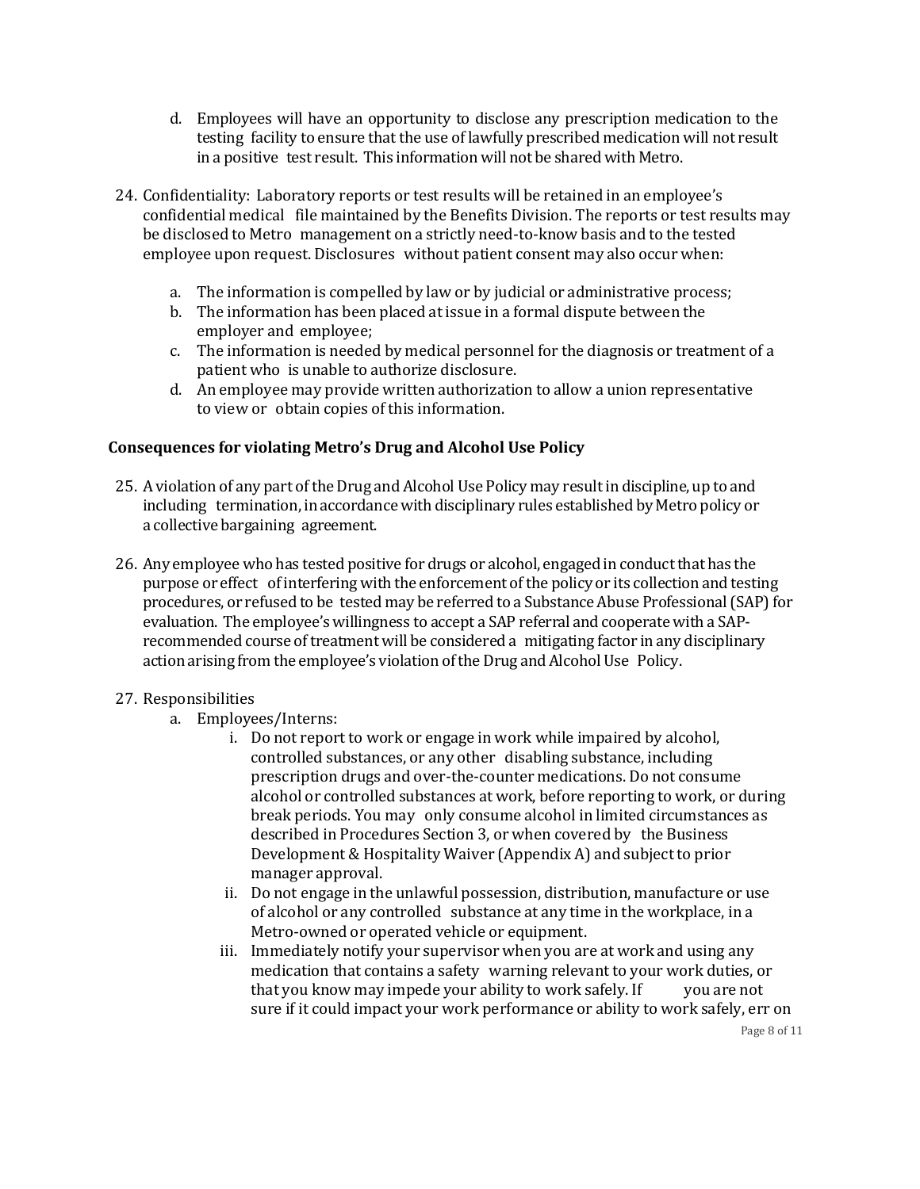d. Employees will have an opportunity to disclose any prescription medication to the testing facility to ensure that the use of lawfully prescribed medication will not result in a positive test result. This information will not be shared with Metro.

24. Confidentiality: Laboratory reports or test results will be retained in an employee's confidential medical file maintained by the Benefits Division. The reports or test results may be disclosed to Metro management on a strictly need-to-know basis and to the tested employee upon request. Disclosures without patient consent may also occur when:

    a. The information is compelled by law or by judicial or administrative process;
    b. The information has been placed at issue in a formal dispute between the employer and employee;
    c. The information is needed by medical personnel for the diagnosis or treatment of a patient who is unable to authorize disclosure.
    d. An employee may provide written authorization to allow a union representative to view or obtain copies of this information.

### Consequences for violating Metro's Drug and Alcohol Use Policy

25. A violation of any part of the Drug and Alcohol Use Policy may result in discipline, up to and including termination, in accordance with disciplinary rules established by Metro policy or a collective bargaining agreement.

26. Any employee who has tested positive for drugs or alcohol, engaged in conduct that has the purpose or effect of interfering with the enforcement of the policy or its collection and testing procedures, or refused to be tested may be referred to a Substance Abuse Professional (SAP) for evaluation. The employee's willingness to accept a SAP referral and cooperate with a SAP-recommended course of treatment will be considered a mitigating factor in any disciplinary action arising from the employee's violation of the Drug and Alcohol Use Policy.

27. Responsibilities
    a. Employees/Interns:
        i. Do not report to work or engage in work while impaired by alcohol, controlled substances, or any other disabling substance, including prescription drugs and over-the-counter medications. Do not consume alcohol or controlled substances at work, before reporting to work, or during break periods. You may only consume alcohol in limited circumstances as described in Procedures Section 3, or when covered by the Business Development & Hospitality Waiver (Appendix A) and subject to prior manager approval.
        ii. Do not engage in the unlawful possession, distribution, manufacture or use of alcohol or any controlled substance at any time in the workplace, in a Metro-owned or operated vehicle or equipment.
        iii. Immediately notify your supervisor when you are at work and using any medication that contains a safety warning relevant to your work duties, or that you know may impede your ability to work safely. If you are not sure if it could impact your work performance or ability to work safely, err on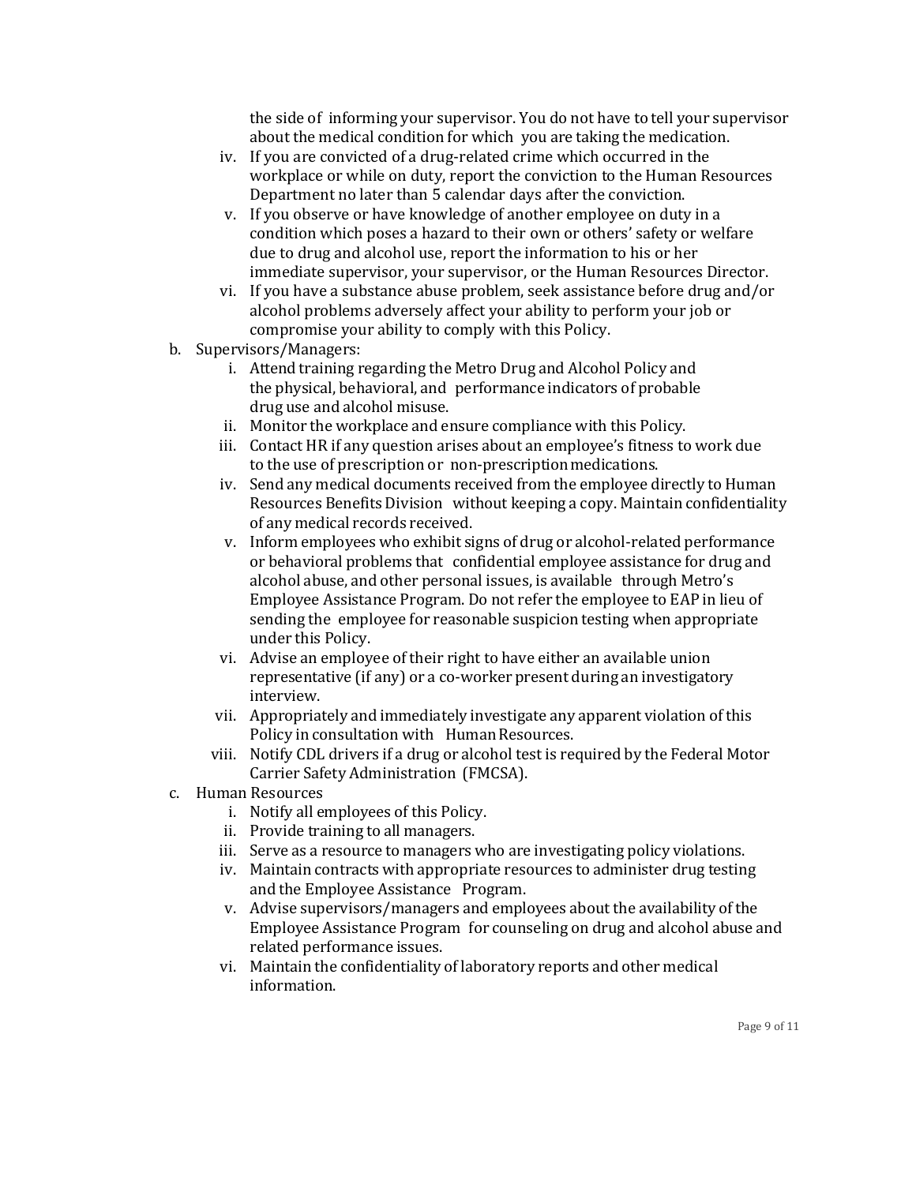the side of informing your supervisor. You do not have to tell your supervisor about the medical condition for which you are taking the medication.

iv. If you are convicted of a drug-related crime which occurred in the workplace or while on duty, report the conviction to the Human Resources Department no later than 5 calendar days after the conviction.

v. If you observe or have knowledge of another employee on duty in a condition which poses a hazard to their own or others' safety or welfare due to drug and alcohol use, report the information to his or her immediate supervisor, your supervisor, or the Human Resources Director.

vi. If you have a substance abuse problem, seek assistance before drug and/or alcohol problems adversely affect your ability to perform your job or compromise your ability to comply with this Policy.

b. Supervisors/Managers:

   i. Attend training regarding the Metro Drug and Alcohol Policy and the physical, behavioral, and performance indicators of probable drug use and alcohol misuse.
   ii. Monitor the workplace and ensure compliance with this Policy.
   iii. Contact HR if any question arises about an employee's fitness to work due to the use of prescription or non-prescription medications.
   iv. Send any medical documents received from the employee directly to Human Resources Benefits Division without keeping a copy. Maintain confidentiality of any medical records received.
   v. Inform employees who exhibit signs of drug or alcohol-related performance or behavioral problems that confidential employee assistance for drug and alcohol abuse, and other personal issues, is available through Metro's Employee Assistance Program. Do not refer the employee to EAP in lieu of sending the employee for reasonable suspicion testing when appropriate under this Policy.
   vi. Advise an employee of their right to have either an available union representative (if any) or a co-worker present during an investigatory interview.
   vii. Appropriately and immediately investigate any apparent violation of this Policy in consultation with Human Resources.
   viii. Notify CDL drivers if a drug or alcohol test is required by the Federal Motor Carrier Safety Administration (FMCSA).

c. Human Resources

   i. Notify all employees of this Policy.
   ii. Provide training to all managers.
   iii. Serve as a resource to managers who are investigating policy violations.
   iv. Maintain contracts with appropriate resources to administer drug testing and the Employee Assistance Program.
   v. Advise supervisors/managers and employees about the availability of the Employee Assistance Program for counseling on drug and alcohol abuse and related performance issues.
   vi. Maintain the confidentiality of laboratory reports and other medical information.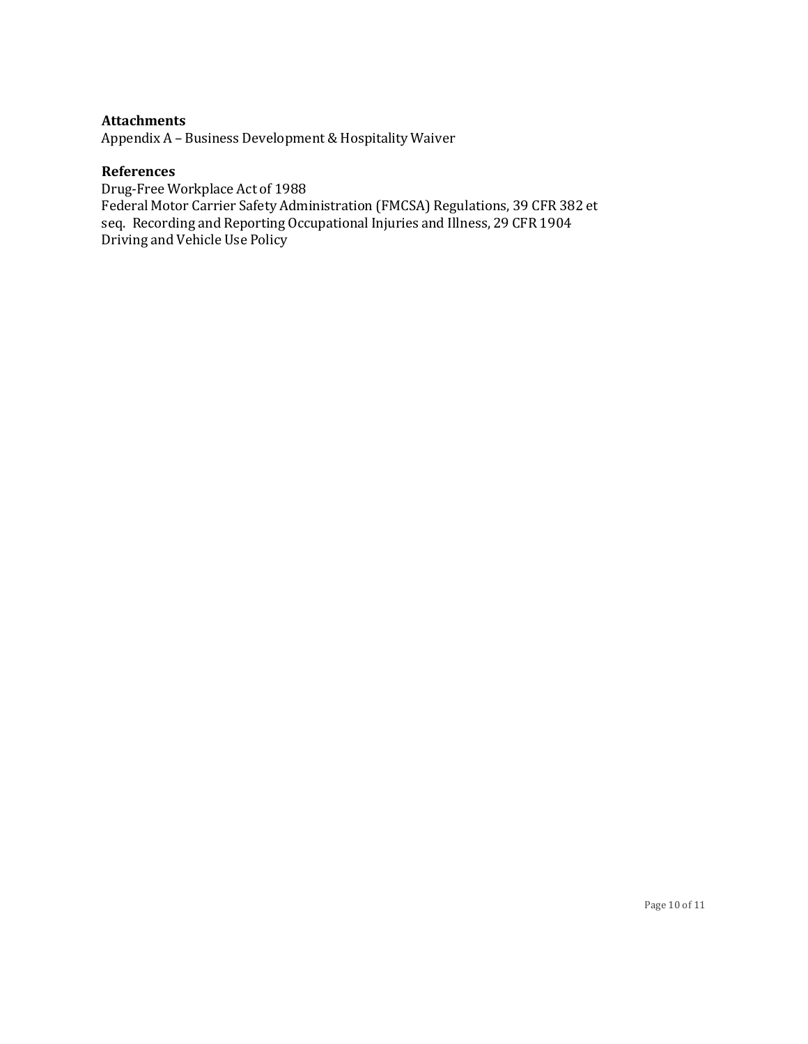**Attachments**

Appendix A – Business Development & Hospitality Waiver

**References**

Drug-Free Workplace Act of 1988

Federal Motor Carrier Safety Administration (FMCSA) Regulations, 39 CFR 382 et seq. Recording and Reporting Occupational Injuries and Illness, 29 CFR 1904

Driving and Vehicle Use Policy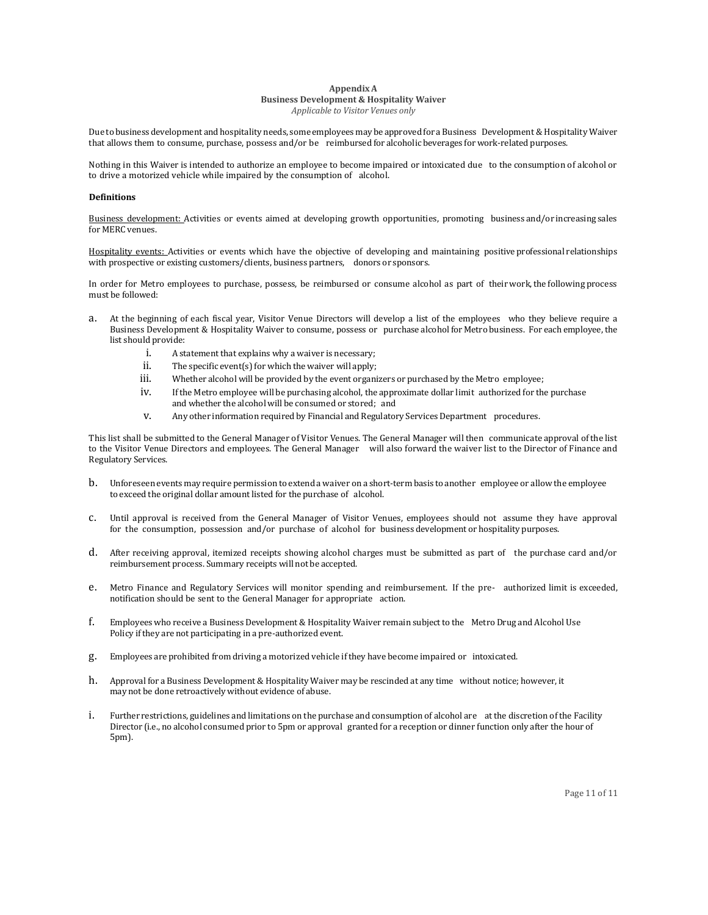**Appendix A**
**Business Development & Hospitality Waiver**
*Applicable to Visitor Venues only*

Due to business development and hospitality needs, some employees may be approved for a Business Development & Hospitality Waiver that allows them to consume, purchase, possess and/or be reimbursed for alcoholic beverages for work-related purposes.

Nothing in this Waiver is intended to authorize an employee to become impaired or intoxicated due to the consumption of alcohol or to drive a motorized vehicle while impaired by the consumption of alcohol.

**Definitions**

<u>Business development:</u> Activities or events aimed at developing growth opportunities, promoting business and/or increasing sales for MERC venues.

<u>Hospitality events:</u> Activities or events which have the objective of developing and maintaining positive professional relationships with prospective or existing customers/clients, business partners, donors or sponsors.

In order for Metro employees to purchase, possess, be reimbursed or consume alcohol as part of their work, the following process must be followed:

a. At the beginning of each fiscal year, Visitor Venue Directors will develop a list of the employees who they believe require a Business Development & Hospitality Waiver to consume, possess or purchase alcohol for Metro business. For each employee, the list should provide:
   i. A statement that explains why a waiver is necessary;
   ii. The specific event(s) for which the waiver will apply;
   iii. Whether alcohol will be provided by the event organizers or purchased by the Metro employee;
   iv. If the Metro employee will be purchasing alcohol, the approximate dollar limit authorized for the purchase and whether the alcohol will be consumed or stored; and
   v. Any other information required by Financial and Regulatory Services Department procedures.

This list shall be submitted to the General Manager of Visitor Venues. The General Manager will then communicate approval of the list to the Visitor Venue Directors and employees. The General Manager will also forward the waiver list to the Director of Finance and Regulatory Services.

b. Unforeseen events may require permission to extend a waiver on a short-term basis to another employee or allow the employee to exceed the original dollar amount listed for the purchase of alcohol.

c. Until approval is received from the General Manager of Visitor Venues, employees should not assume they have approval for the consumption, possession and/or purchase of alcohol for business development or hospitality purposes.

d. After receiving approval, itemized receipts showing alcohol charges must be submitted as part of the purchase card and/or reimbursement process. Summary receipts will not be accepted.

e. Metro Finance and Regulatory Services will monitor spending and reimbursement. If the pre- authorized limit is exceeded, notification should be sent to the General Manager for appropriate action.

f. Employees who receive a Business Development & Hospitality Waiver remain subject to the Metro Drug and Alcohol Use Policy if they are not participating in a pre-authorized event.

g. Employees are prohibited from driving a motorized vehicle if they have become impaired or intoxicated.

h. Approval for a Business Development & Hospitality Waiver may be rescinded at any time without notice; however, it may not be done retroactively without evidence of abuse.

i. Further restrictions, guidelines and limitations on the purchase and consumption of alcohol are at the discretion of the Facility Director (i.e., no alcohol consumed prior to 5pm or approval granted for a reception or dinner function only after the hour of 5pm).